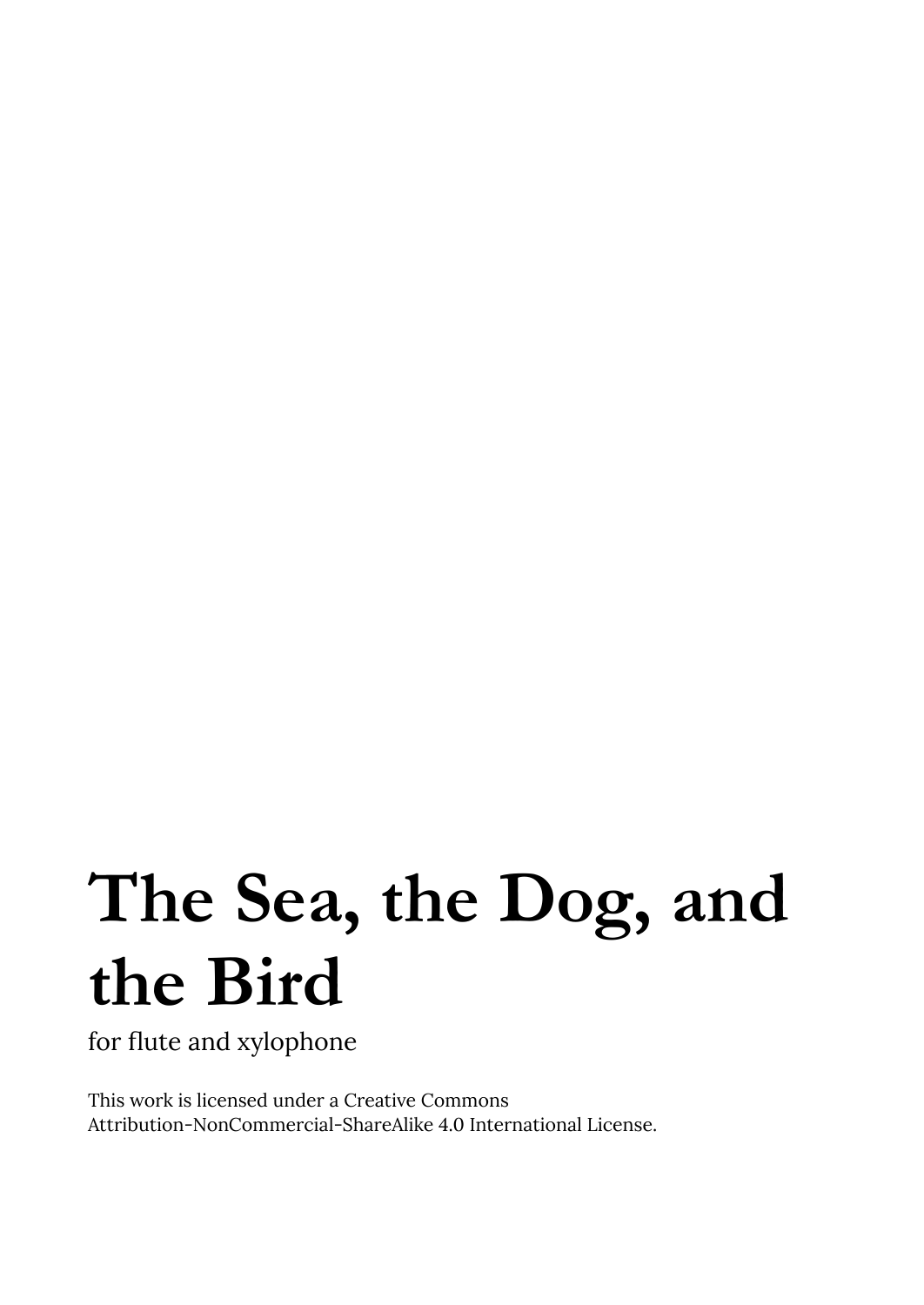# The Sea, the Dog, and the Bird

for flute and xylophone

This work is licensed under a Creative Commons Attribution-NonCommercial-ShareAlike 4.0 International License.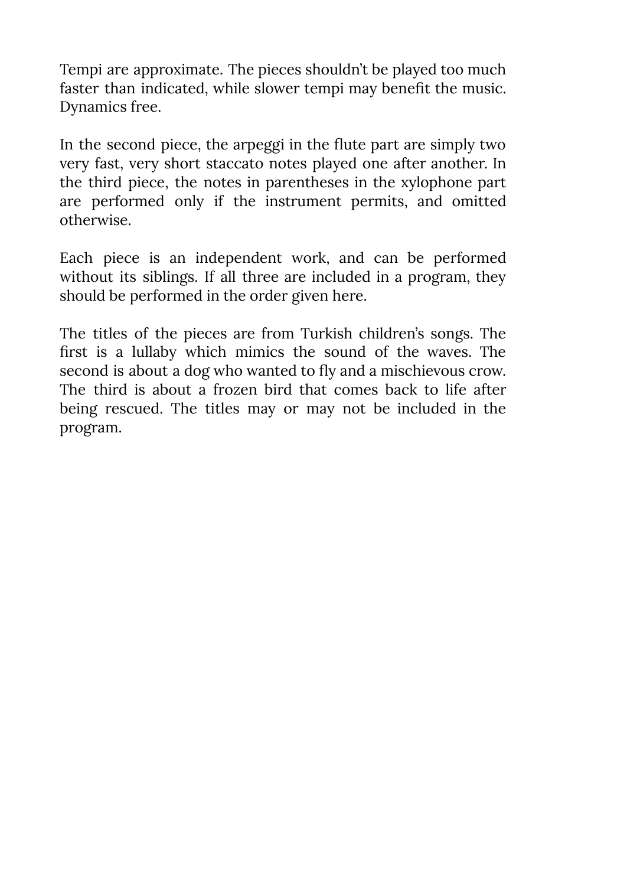Tempi are approximate. The pieces shouldn't be played too much faster than indicated, while slower tempi may benefit the music. Dynamics free.

In the second piece, the arpeggi in the flute part are simply two very fast, very short staccato notes played one after another. In the third piece, the notes in parentheses in the xylophone part are performed only if the instrument permits, and omitted otherwise.

Each piece is an independent work, and can be performed without its siblings. If all three are included in a program, they should be performed in the order given here.

The titles of the pieces are from Turkish children's songs. The first is a lullaby which mimics the sound of the waves. The second is about a dog who wanted to fly and a mischievous crow. The third is about a frozen bird that comes back to life after being rescued. The titles may or may not be included in the program.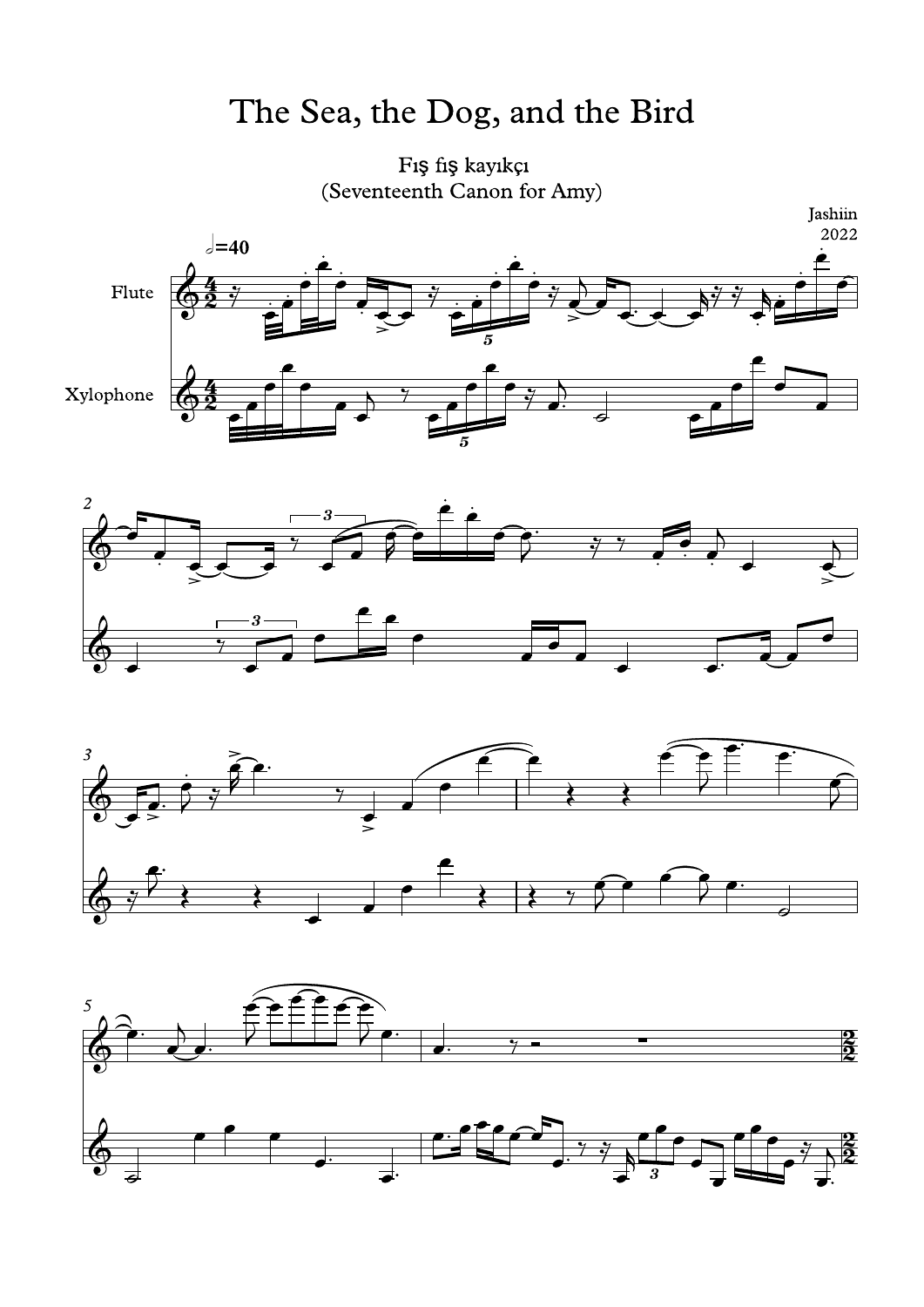# The Sea, the Dog, and the Bird

Fış fış kayıkçı
(Seventeenth Canon for Amy)

Jashiin
2022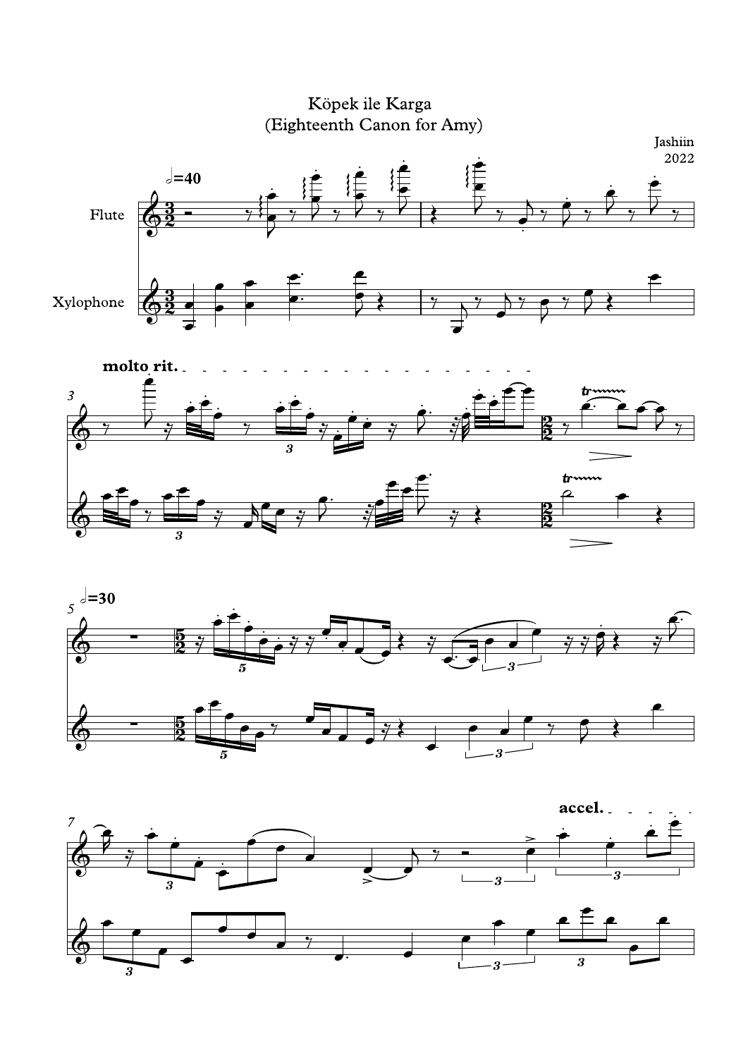# Köpek ile Karga
## (Eighteenth Canon for Amy)

Jashiin
2022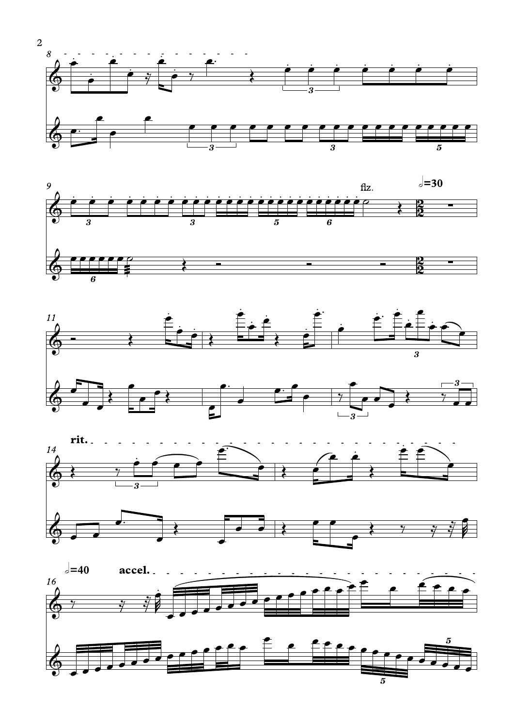8

9

flz.

𝅗𝅥=30

11

14

rit.

16

𝅗𝅥=40

accel.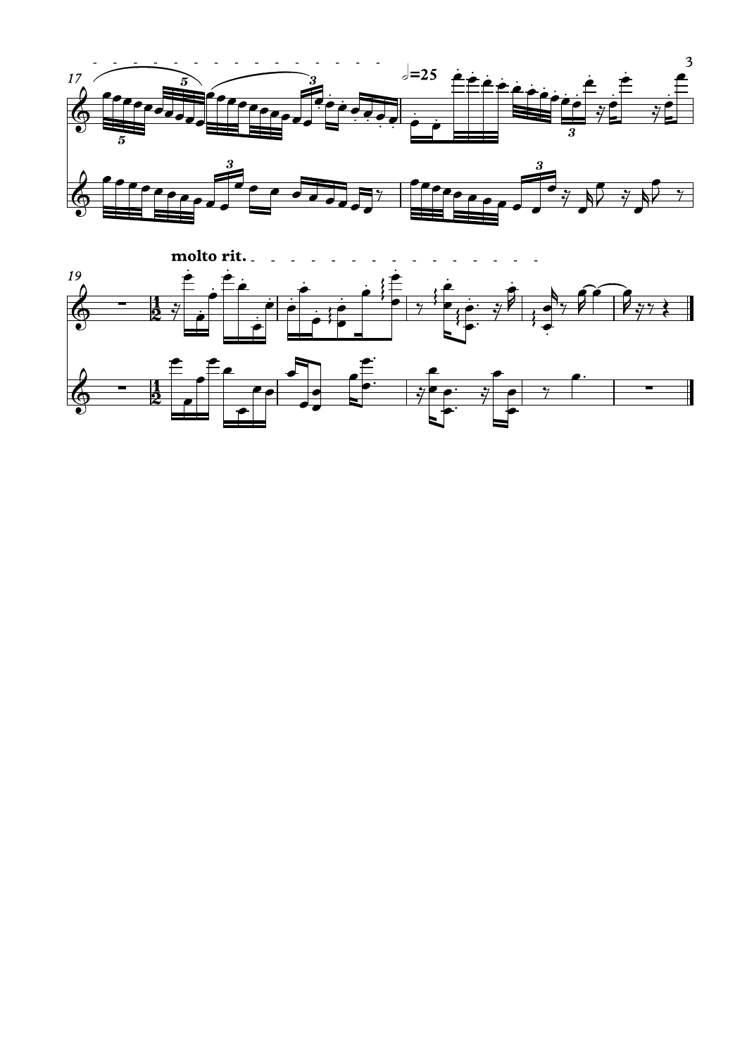♩=25

molto rit.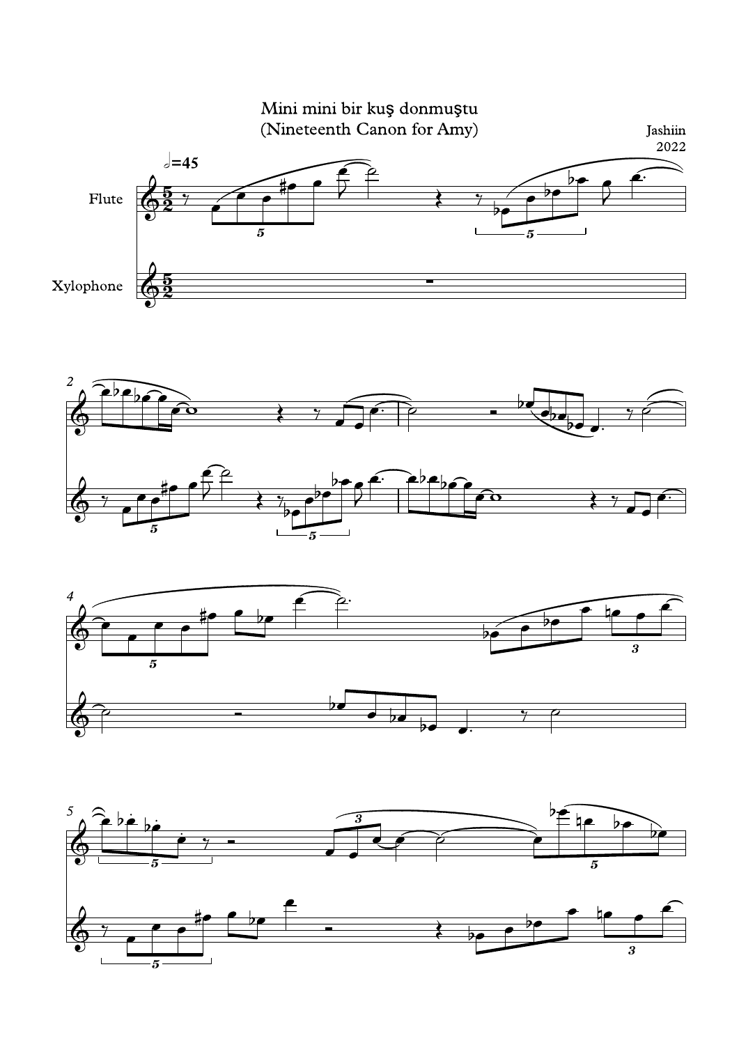# Mini mini bir kuş donmuştu
(Nineteenth Canon for Amy)

Jashiin
2022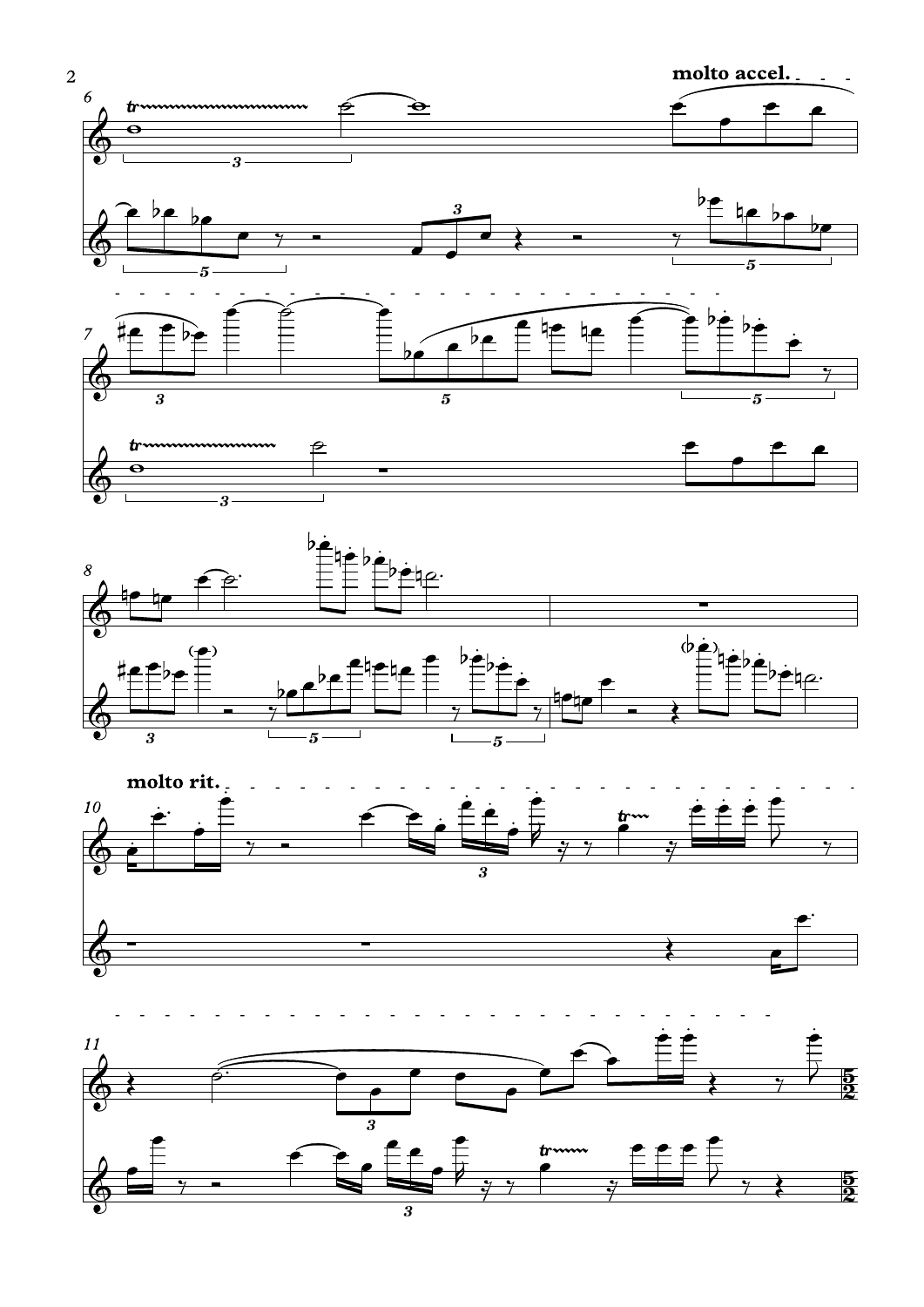**molto accel.**

**molto rit.**